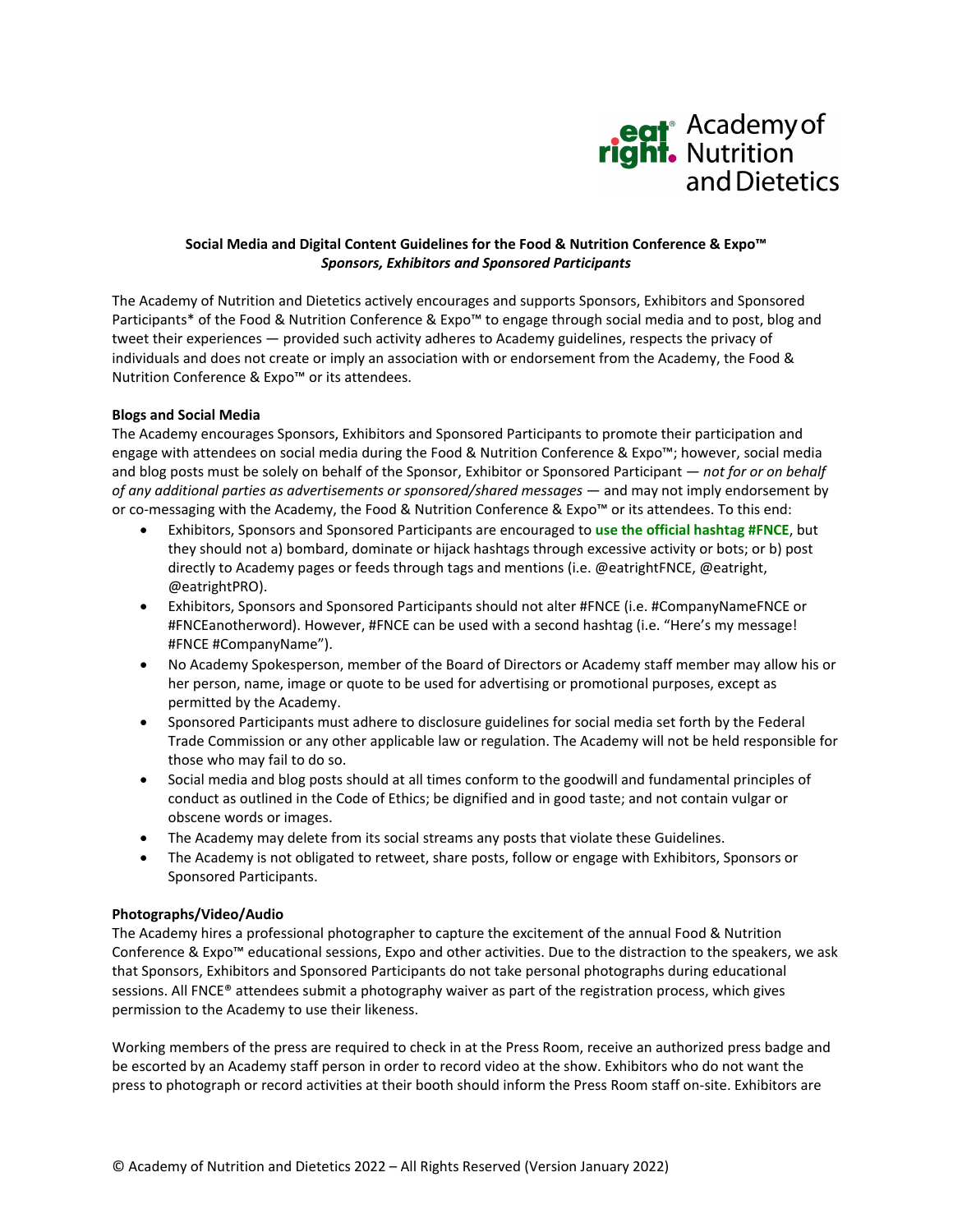eat right. Academy of Nutrition and Dietetics

**Social Media and Digital Content Guidelines for the Food & Nutrition Conference & Expo™**
***Sponsors, Exhibitors and Sponsored Participants***

The Academy of Nutrition and Dietetics actively encourages and supports Sponsors, Exhibitors and Sponsored Participants* of the Food & Nutrition Conference & Expo™ to engage through social media and to post, blog and tweet their experiences — provided such activity adheres to Academy guidelines, respects the privacy of individuals and does not create or imply an association with or endorsement from the Academy, the Food & Nutrition Conference & Expo™ or its attendees.

**Blogs and Social Media**

The Academy encourages Sponsors, Exhibitors and Sponsored Participants to promote their participation and engage with attendees on social media during the Food & Nutrition Conference & Expo™; however, social media and blog posts must be solely on behalf of the Sponsor, Exhibitor or Sponsored Participant — *not for or on behalf of any additional parties as advertisements or sponsored/shared messages* — and may not imply endorsement by or co-messaging with the Academy, the Food & Nutrition Conference & Expo™ or its attendees. To this end:

- Exhibitors, Sponsors and Sponsored Participants are encouraged to **use the official hashtag #FNCE**, but they should not a) bombard, dominate or hijack hashtags through excessive activity or bots; or b) post directly to Academy pages or feeds through tags and mentions (i.e. @eatrightFNCE, @eatright, @eatrightPRO).
- Exhibitors, Sponsors and Sponsored Participants should not alter #FNCE (i.e. #CompanyNameFNCE or #FNCEanotherword). However, #FNCE can be used with a second hashtag (i.e. "Here's my message! #FNCE #CompanyName").
- No Academy Spokesperson, member of the Board of Directors or Academy staff member may allow his or her person, name, image or quote to be used for advertising or promotional purposes, except as permitted by the Academy.
- Sponsored Participants must adhere to disclosure guidelines for social media set forth by the Federal Trade Commission or any other applicable law or regulation. The Academy will not be held responsible for those who may fail to do so.
- Social media and blog posts should at all times conform to the goodwill and fundamental principles of conduct as outlined in the Code of Ethics; be dignified and in good taste; and not contain vulgar or obscene words or images.
- The Academy may delete from its social streams any posts that violate these Guidelines.
- The Academy is not obligated to retweet, share posts, follow or engage with Exhibitors, Sponsors or Sponsored Participants.

**Photographs/Video/Audio**

The Academy hires a professional photographer to capture the excitement of the annual Food & Nutrition Conference & Expo™ educational sessions, Expo and other activities. Due to the distraction to the speakers, we ask that Sponsors, Exhibitors and Sponsored Participants do not take personal photographs during educational sessions. All FNCE® attendees submit a photography waiver as part of the registration process, which gives permission to the Academy to use their likeness.

Working members of the press are required to check in at the Press Room, receive an authorized press badge and be escorted by an Academy staff person in order to record video at the show. Exhibitors who do not want the press to photograph or record activities at their booth should inform the Press Room staff on-site. Exhibitors are

© Academy of Nutrition and Dietetics 2022 – All Rights Reserved (Version January 2022)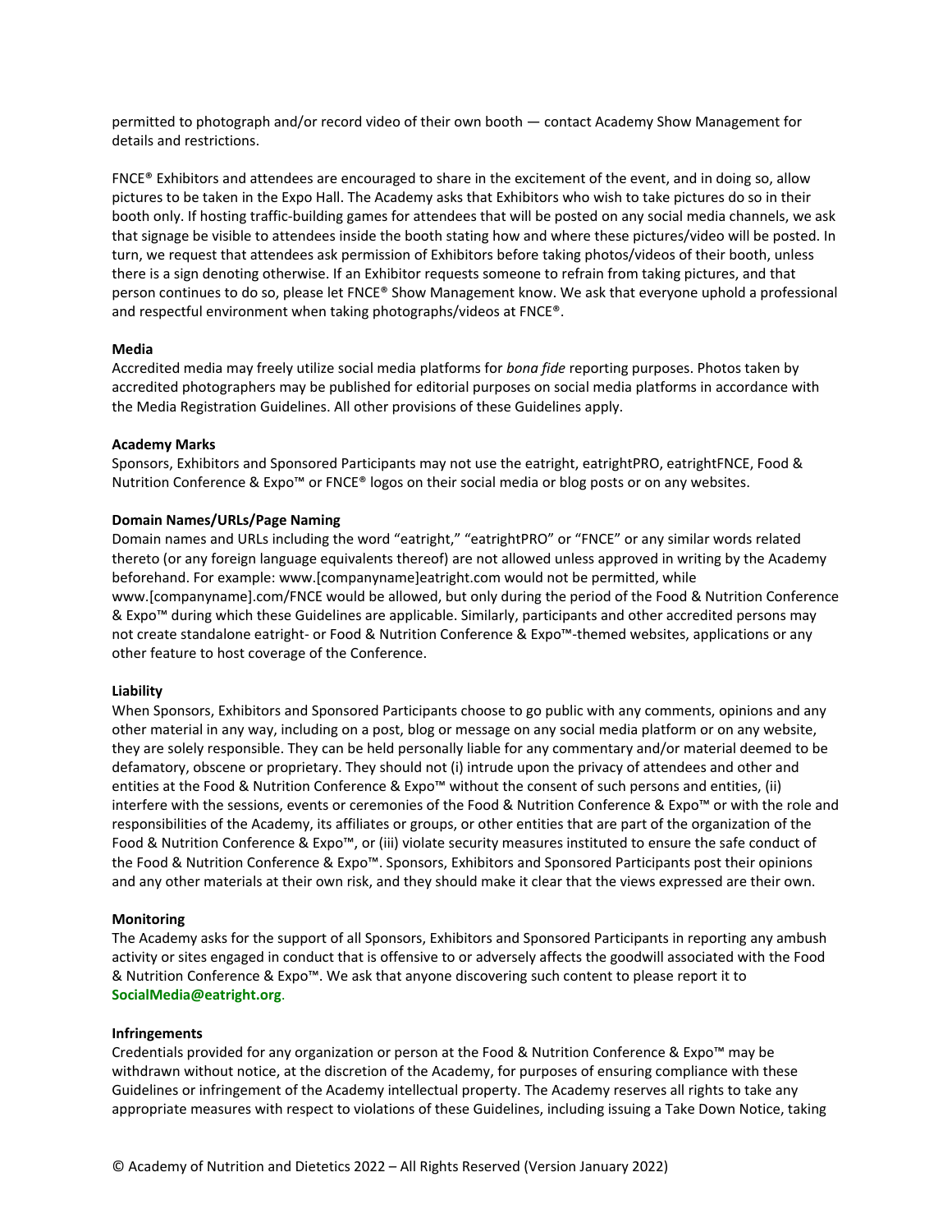permitted to photograph and/or record video of their own booth — contact Academy Show Management for details and restrictions.

FNCE® Exhibitors and attendees are encouraged to share in the excitement of the event, and in doing so, allow pictures to be taken in the Expo Hall. The Academy asks that Exhibitors who wish to take pictures do so in their booth only. If hosting traffic-building games for attendees that will be posted on any social media channels, we ask that signage be visible to attendees inside the booth stating how and where these pictures/video will be posted. In turn, we request that attendees ask permission of Exhibitors before taking photos/videos of their booth, unless there is a sign denoting otherwise. If an Exhibitor requests someone to refrain from taking pictures, and that person continues to do so, please let FNCE® Show Management know. We ask that everyone uphold a professional and respectful environment when taking photographs/videos at FNCE®.

**Media**

Accredited media may freely utilize social media platforms for *bona fide* reporting purposes. Photos taken by accredited photographers may be published for editorial purposes on social media platforms in accordance with the Media Registration Guidelines. All other provisions of these Guidelines apply.

**Academy Marks**

Sponsors, Exhibitors and Sponsored Participants may not use the eatright, eatrightPRO, eatrightFNCE, Food & Nutrition Conference & Expo™ or FNCE® logos on their social media or blog posts or on any websites.

**Domain Names/URLs/Page Naming**

Domain names and URLs including the word "eatright," "eatrightPRO" or "FNCE" or any similar words related thereto (or any foreign language equivalents thereof) are not allowed unless approved in writing by the Academy beforehand. For example: www.[companyname]eatright.com would not be permitted, while www.[companyname].com/FNCE would be allowed, but only during the period of the Food & Nutrition Conference & Expo™ during which these Guidelines are applicable. Similarly, participants and other accredited persons may not create standalone eatright- or Food & Nutrition Conference & Expo™-themed websites, applications or any other feature to host coverage of the Conference.

**Liability**

When Sponsors, Exhibitors and Sponsored Participants choose to go public with any comments, opinions and any other material in any way, including on a post, blog or message on any social media platform or on any website, they are solely responsible. They can be held personally liable for any commentary and/or material deemed to be defamatory, obscene or proprietary. They should not (i) intrude upon the privacy of attendees and other and entities at the Food & Nutrition Conference & Expo™ without the consent of such persons and entities, (ii) interfere with the sessions, events or ceremonies of the Food & Nutrition Conference & Expo™ or with the role and responsibilities of the Academy, its affiliates or groups, or other entities that are part of the organization of the Food & Nutrition Conference & Expo™, or (iii) violate security measures instituted to ensure the safe conduct of the Food & Nutrition Conference & Expo™. Sponsors, Exhibitors and Sponsored Participants post their opinions and any other materials at their own risk, and they should make it clear that the views expressed are their own.

**Monitoring**

The Academy asks for the support of all Sponsors, Exhibitors and Sponsored Participants in reporting any ambush activity or sites engaged in conduct that is offensive to or adversely affects the goodwill associated with the Food & Nutrition Conference & Expo™. We ask that anyone discovering such content to please report it to **SocialMedia@eatright.org**.

**Infringements**

Credentials provided for any organization or person at the Food & Nutrition Conference & Expo™ may be withdrawn without notice, at the discretion of the Academy, for purposes of ensuring compliance with these Guidelines or infringement of the Academy intellectual property. The Academy reserves all rights to take any appropriate measures with respect to violations of these Guidelines, including issuing a Take Down Notice, taking

© Academy of Nutrition and Dietetics 2022 – All Rights Reserved (Version January 2022)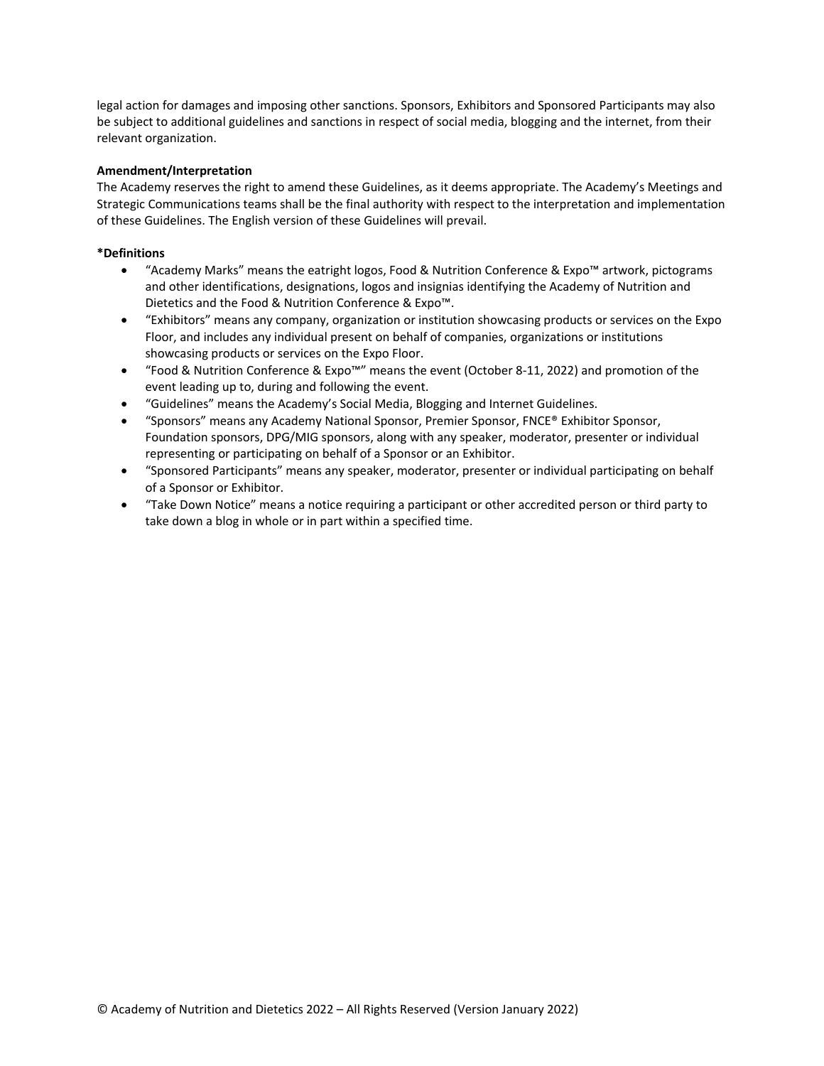legal action for damages and imposing other sanctions. Sponsors, Exhibitors and Sponsored Participants may also be subject to additional guidelines and sanctions in respect of social media, blogging and the internet, from their relevant organization.

**Amendment/Interpretation**

The Academy reserves the right to amend these Guidelines, as it deems appropriate. The Academy's Meetings and Strategic Communications teams shall be the final authority with respect to the interpretation and implementation of these Guidelines. The English version of these Guidelines will prevail.

***Definitions**

- "Academy Marks" means the eatright logos, Food & Nutrition Conference & Expo™ artwork, pictograms and other identifications, designations, logos and insignias identifying the Academy of Nutrition and Dietetics and the Food & Nutrition Conference & Expo™.
- "Exhibitors" means any company, organization or institution showcasing products or services on the Expo Floor, and includes any individual present on behalf of companies, organizations or institutions showcasing products or services on the Expo Floor.
- "Food & Nutrition Conference & Expo™" means the event (October 8-11, 2022) and promotion of the event leading up to, during and following the event.
- "Guidelines" means the Academy's Social Media, Blogging and Internet Guidelines.
- "Sponsors" means any Academy National Sponsor, Premier Sponsor, FNCE® Exhibitor Sponsor, Foundation sponsors, DPG/MIG sponsors, along with any speaker, moderator, presenter or individual representing or participating on behalf of a Sponsor or an Exhibitor.
- "Sponsored Participants" means any speaker, moderator, presenter or individual participating on behalf of a Sponsor or Exhibitor.
- "Take Down Notice" means a notice requiring a participant or other accredited person or third party to take down a blog in whole or in part within a specified time.

© Academy of Nutrition and Dietetics 2022 – All Rights Reserved (Version January 2022)